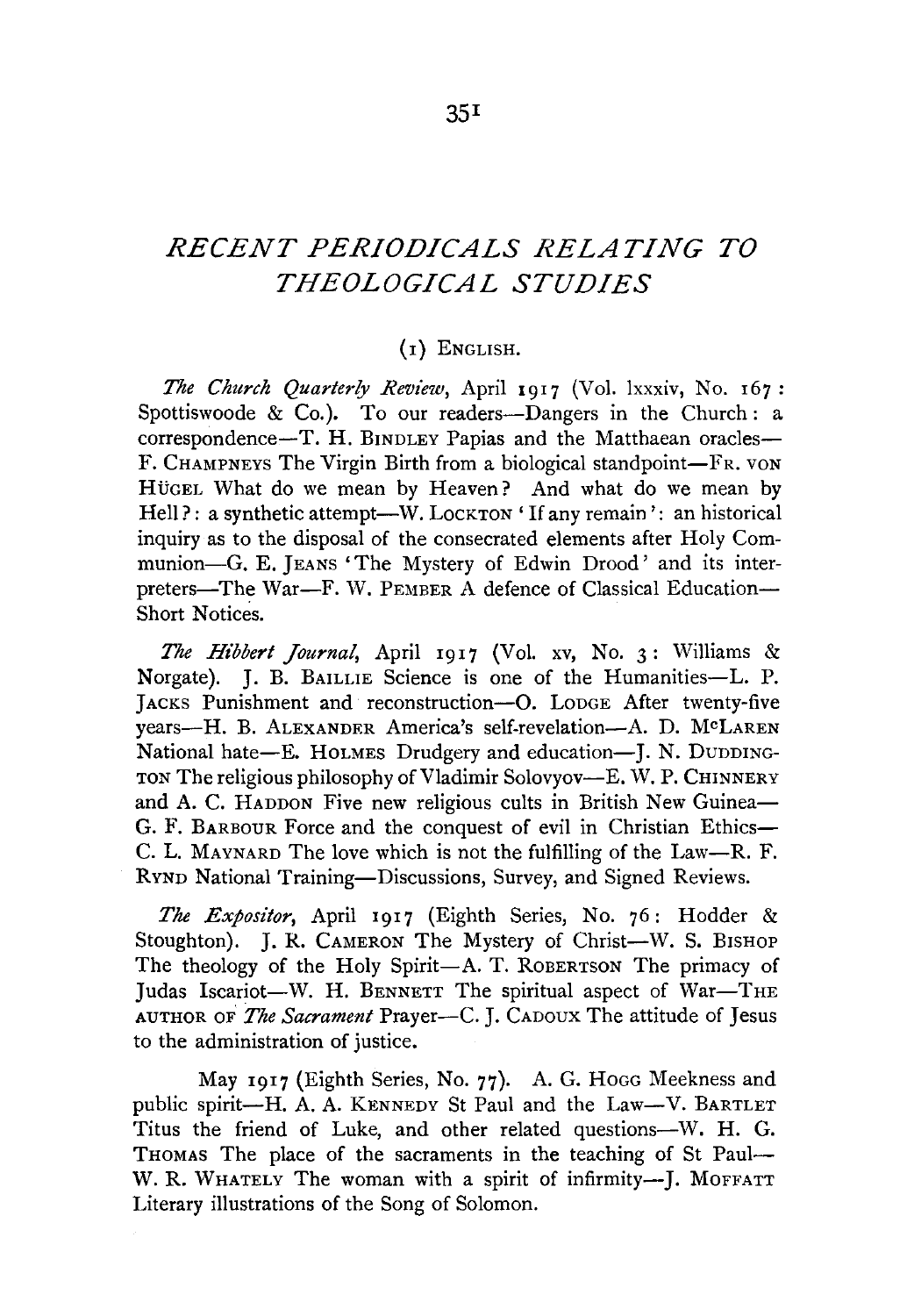# *RECENT PERIODICALS RELATING TO THEOLOGICAL STUDIES*

## (1) ENGLISH.

*The Church Quarterly Review*, April 1917 (Vol. lxxxiv, No. 167: Spottiswoode & Co.). To our readers—Dangers in the Church: a correspondence—T. H. BINDLEY Papias and the Matthaean oracles—F. CHAMPNEYS The Virgin Birth from a biological standpoint—FR. VON HÜGEL What do we mean by Heaven? And what do we mean by Hell?: a synthetic attempt—W. LOCKTON 'If any remain': an historical inquiry as to the disposal of the consecrated elements after Holy Communion—G. E. JEANS 'The Mystery of Edwin Drood' and its interpreters—The War—F. W. PEMBER A defence of Classical Education—Short Notices.

*The Hibbert Journal*, April 1917 (Vol. xv, No. 3: Williams & Norgate). J. B. BAILLIE Science is one of the Humanities—L. P. JACKS Punishment and reconstruction—O. LODGE After twenty-five years—H. B. ALEXANDER America's self-revelation—A. D. MCLAREN National hate—E. HOLMES Drudgery and education—J. N. DUDDINGTON The religious philosophy of Vladimir Solovyov—E. W. P. CHINNERY and A. C. HADDON Five new religious cults in British New Guinea—G. F. BARBOUR Force and the conquest of evil in Christian Ethics—C. L. MAYNARD The love which is not the fulfilling of the Law—R. F. RYND National Training—Discussions, Survey, and Signed Reviews.

*The Expositor*, April 1917 (Eighth Series, No. 76: Hodder & Stoughton). J. R. CAMERON The Mystery of Christ—W. S. BISHOP The theology of the Holy Spirit—A. T. ROBERTSON The primacy of Judas Iscariot—W. H. BENNETT The spiritual aspect of War—THE AUTHOR OF *The Sacrament* Prayer—C. J. CADOUX The attitude of Jesus to the administration of justice.

May 1917 (Eighth Series, No. 77). A. G. HOGG Meekness and public spirit—H. A. A. KENNEDY St Paul and the Law—V. BARTLET Titus the friend of Luke, and other related questions—W. H. G. THOMAS The place of the sacraments in the teaching of St Paul—W. R. WHATELY The woman with a spirit of infirmity—J. MOFFATT Literary illustrations of the Song of Solomon.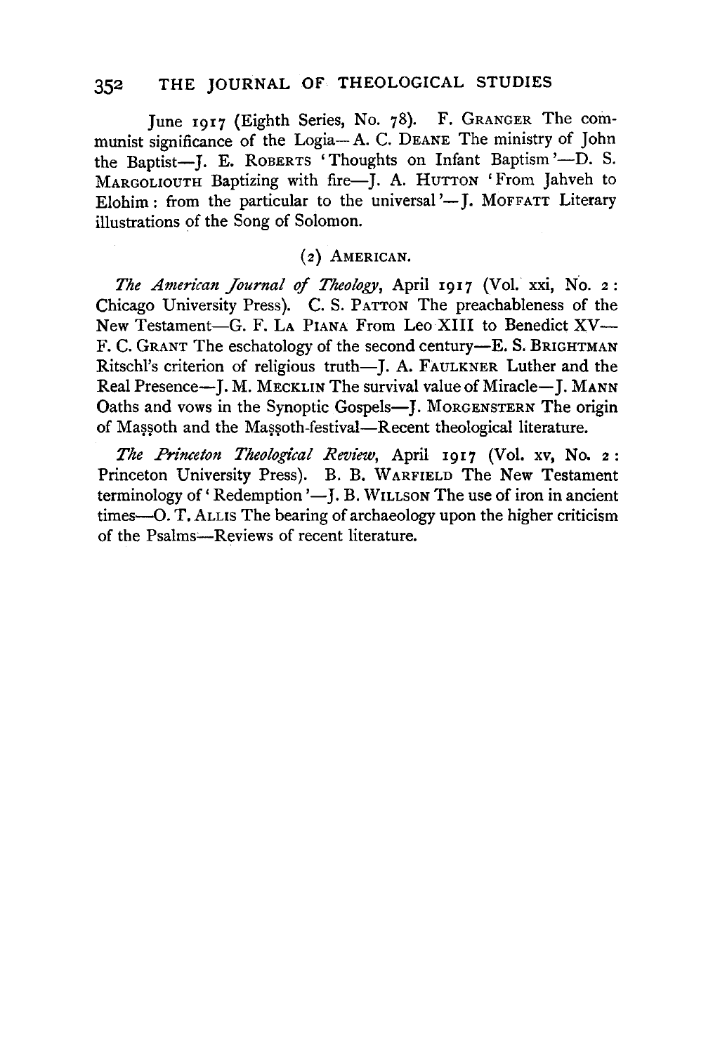June 1917 (Eighth Series, No. 78). F. GRANGER The communist significance of the Logia—A. C. DEANE The ministry of John the Baptist—J. E. ROBERTS 'Thoughts on Infant Baptism'—D. S. MARGOLIOUTH Baptizing with fire—J. A. HUTTON 'From Jahveh to Elohim: from the particular to the universal'—J. MOFFATT Literary illustrations of the Song of Solomon.

(2) AMERICAN.

*The American Journal of Theology*, April 1917 (Vol. xxi, No. 2: Chicago University Press). C. S. PATTON The preachableness of the New Testament—G. F. LA PIANA From Leo XIII to Benedict XV—F. C. GRANT The eschatology of the second century—E. S. BRIGHTMAN Ritschl's criterion of religious truth—J. A. FAULKNER Luther and the Real Presence—J. M. MECKLIN The survival value of Miracle—J. MANN Oaths and vows in the Synoptic Gospels—J. MORGENSTERN The origin of Maṣṣoth and the Maṣṣoth-festival—Recent theological literature.

*The Princeton Theological Review*, April 1917 (Vol. xv, No. 2: Princeton University Press). B. B. WARFIELD The New Testament terminology of 'Redemption'—J. B. WILLSON The use of iron in ancient times—O. T. ALLIS The bearing of archaeology upon the higher criticism of the Psalms—Reviews of recent literature.